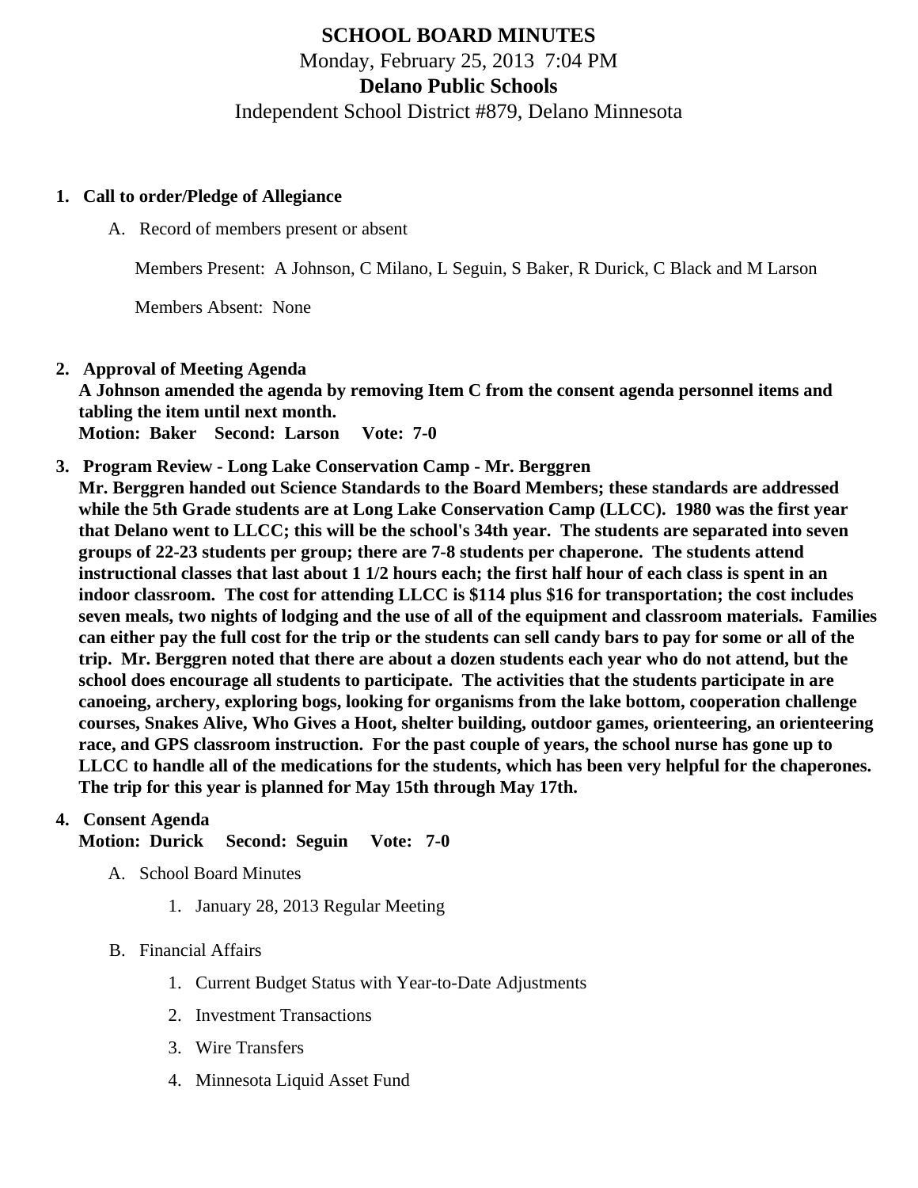# SCHOOL BOARD MINUTES

Monday, February 25, 2013 7:04 PM

**Delano Public Schools**

Independent School District #879, Delano Minnesota

1. **Call to order/Pledge of Allegiance**

   A. Record of members present or absent

      Members Present: A Johnson, C Milano, L Seguin, S Baker, R Durick, C Black and M Larson

      Members Absent: None

2. **Approval of Meeting Agenda**
   **A Johnson amended the agenda by removing Item C from the consent agenda personnel items and tabling the item until next month.**
   **Motion: Baker Second: Larson Vote: 7-0**

3. **Program Review - Long Lake Conservation Camp - Mr. Berggren**
   **Mr. Berggren handed out Science Standards to the Board Members; these standards are addressed while the 5th Grade students are at Long Lake Conservation Camp (LLCC). 1980 was the first year that Delano went to LLCC; this will be the school's 34th year. The students are separated into seven groups of 22-23 students per group; there are 7-8 students per chaperone. The students attend instructional classes that last about 1 1/2 hours each; the first half hour of each class is spent in an indoor classroom. The cost for attending LLCC is $114 plus $16 for transportation; the cost includes seven meals, two nights of lodging and the use of all of the equipment and classroom materials. Families can either pay the full cost for the trip or the students can sell candy bars to pay for some or all of the trip. Mr. Berggren noted that there are about a dozen students each year who do not attend, but the school does encourage all students to participate. The activities that the students participate in are canoeing, archery, exploring bogs, looking for organisms from the lake bottom, cooperation challenge courses, Snakes Alive, Who Gives a Hoot, shelter building, outdoor games, orienteering, an orienteering race, and GPS classroom instruction. For the past couple of years, the school nurse has gone up to LLCC to handle all of the medications for the students, which has been very helpful for the chaperones. The trip for this year is planned for May 15th through May 17th.**

4. **Consent Agenda**
   **Motion: Durick Second: Seguin Vote: 7-0**

   A. School Board Minutes

      1. January 28, 2013 Regular Meeting

   B. Financial Affairs

      1. Current Budget Status with Year-to-Date Adjustments
      2. Investment Transactions
      3. Wire Transfers
      4. Minnesota Liquid Asset Fund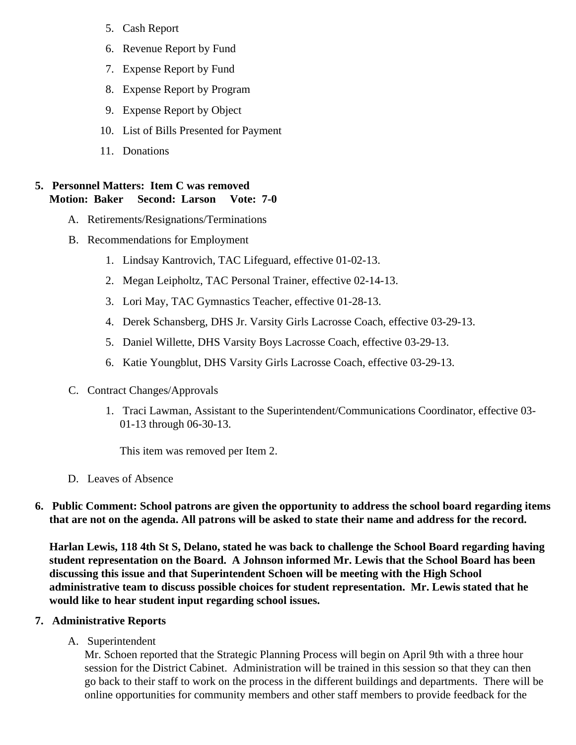5. Cash Report
6. Revenue Report by Fund
7. Expense Report by Fund
8. Expense Report by Program
9. Expense Report by Object
10. List of Bills Presented for Payment
11. Donations

**5. Personnel Matters: Item C was removed**
**Motion: Baker Second: Larson Vote: 7-0**

A. Retirements/Resignations/Terminations

B. Recommendations for Employment

1. Lindsay Kantrovich, TAC Lifeguard, effective 01-02-13.
2. Megan Leipholtz, TAC Personal Trainer, effective 02-14-13.
3. Lori May, TAC Gymnastics Teacher, effective 01-28-13.
4. Derek Schansberg, DHS Jr. Varsity Girls Lacrosse Coach, effective 03-29-13.
5. Daniel Willette, DHS Varsity Boys Lacrosse Coach, effective 03-29-13.
6. Katie Youngblut, DHS Varsity Girls Lacrosse Coach, effective 03-29-13.

C. Contract Changes/Approvals

1. Traci Lawman, Assistant to the Superintendent/Communications Coordinator, effective 03-01-13 through 06-30-13.

   This item was removed per Item 2.

D. Leaves of Absence

**6. Public Comment: School patrons are given the opportunity to address the school board regarding items that are not on the agenda. All patrons will be asked to state their name and address for the record.**

**Harlan Lewis, 118 4th St S, Delano, stated he was back to challenge the School Board regarding having student representation on the Board. A Johnson informed Mr. Lewis that the School Board has been discussing this issue and that Superintendent Schoen will be meeting with the High School administrative team to discuss possible choices for student representation. Mr. Lewis stated that he would like to hear student input regarding school issues.**

**7. Administrative Reports**

A. Superintendent

Mr. Schoen reported that the Strategic Planning Process will begin on April 9th with a three hour session for the District Cabinet. Administration will be trained in this session so that they can then go back to their staff to work on the process in the different buildings and departments. There will be online opportunities for community members and other staff members to provide feedback for the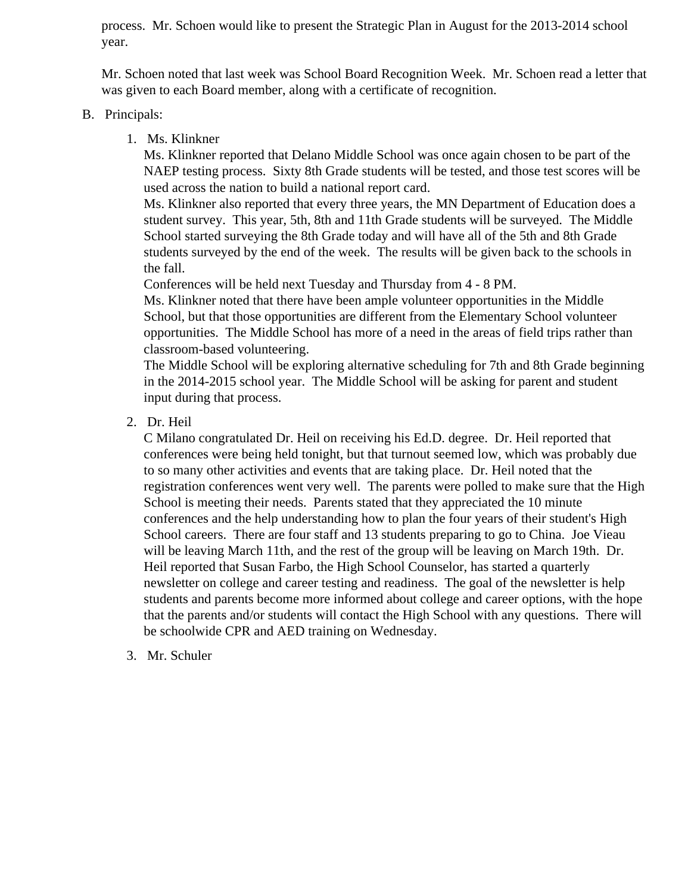process. Mr. Schoen would like to present the Strategic Plan in August for the 2013-2014 school year.

Mr. Schoen noted that last week was School Board Recognition Week. Mr. Schoen read a letter that was given to each Board member, along with a certificate of recognition.

B. Principals:

1. Ms. Klinkner
   Ms. Klinkner reported that Delano Middle School was once again chosen to be part of the NAEP testing process. Sixty 8th Grade students will be tested, and those test scores will be used across the nation to build a national report card.
   Ms. Klinkner also reported that every three years, the MN Department of Education does a student survey. This year, 5th, 8th and 11th Grade students will be surveyed. The Middle School started surveying the 8th Grade today and will have all of the 5th and 8th Grade students surveyed by the end of the week. The results will be given back to the schools in the fall.
   Conferences will be held next Tuesday and Thursday from 4 - 8 PM.
   Ms. Klinkner noted that there have been ample volunteer opportunities in the Middle School, but that those opportunities are different from the Elementary School volunteer opportunities. The Middle School has more of a need in the areas of field trips rather than classroom-based volunteering.
   The Middle School will be exploring alternative scheduling for 7th and 8th Grade beginning in the 2014-2015 school year. The Middle School will be asking for parent and student input during that process.

2. Dr. Heil
   C Milano congratulated Dr. Heil on receiving his Ed.D. degree. Dr. Heil reported that conferences were being held tonight, but that turnout seemed low, which was probably due to so many other activities and events that are taking place. Dr. Heil noted that the registration conferences went very well. The parents were polled to make sure that the High School is meeting their needs. Parents stated that they appreciated the 10 minute conferences and the help understanding how to plan the four years of their student's High School careers. There are four staff and 13 students preparing to go to China. Joe Vieau will be leaving March 11th, and the rest of the group will be leaving on March 19th. Dr. Heil reported that Susan Farbo, the High School Counselor, has started a quarterly newsletter on college and career testing and readiness. The goal of the newsletter is help students and parents become more informed about college and career options, with the hope that the parents and/or students will contact the High School with any questions. There will be schoolwide CPR and AED training on Wednesday.

3. Mr. Schuler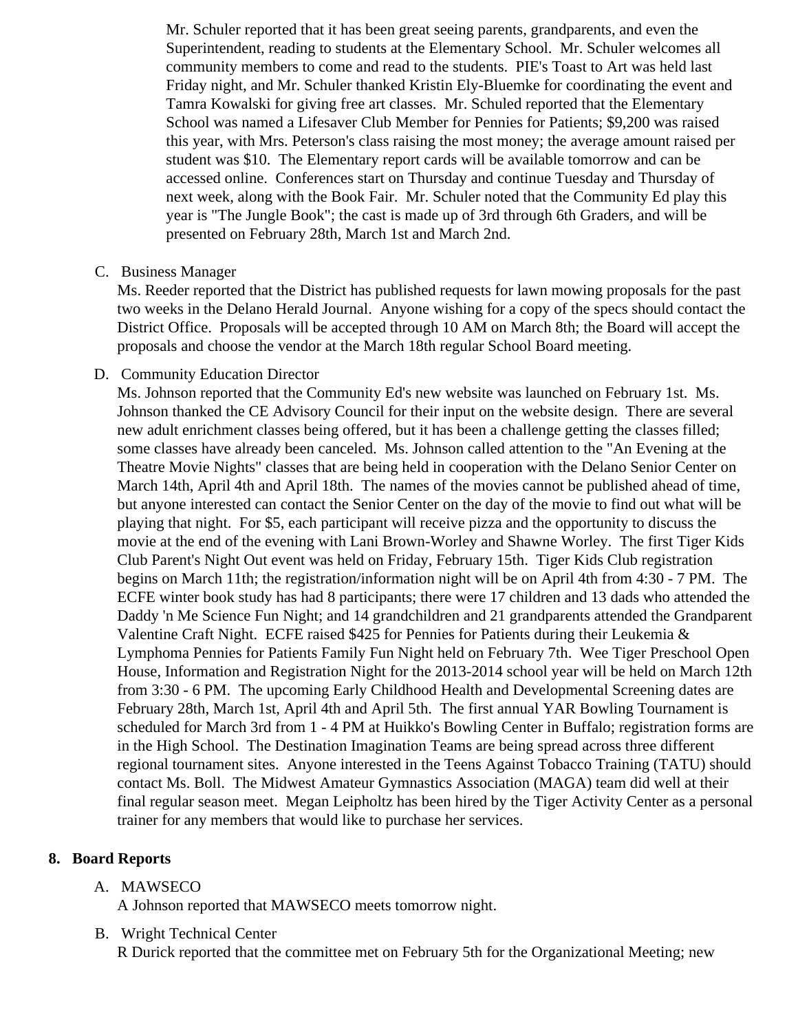Mr. Schuler reported that it has been great seeing parents, grandparents, and even the Superintendent, reading to students at the Elementary School. Mr. Schuler welcomes all community members to come and read to the students. PIE's Toast to Art was held last Friday night, and Mr. Schuler thanked Kristin Ely-Bluemke for coordinating the event and Tamra Kowalski for giving free art classes. Mr. Schuled reported that the Elementary School was named a Lifesaver Club Member for Pennies for Patients; $9,200 was raised this year, with Mrs. Peterson's class raising the most money; the average amount raised per student was $10. The Elementary report cards will be available tomorrow and can be accessed online. Conferences start on Thursday and continue Tuesday and Thursday of next week, along with the Book Fair. Mr. Schuler noted that the Community Ed play this year is "The Jungle Book"; the cast is made up of 3rd through 6th Graders, and will be presented on February 28th, March 1st and March 2nd.

C. Business Manager

Ms. Reeder reported that the District has published requests for lawn mowing proposals for the past two weeks in the Delano Herald Journal. Anyone wishing for a copy of the specs should contact the District Office. Proposals will be accepted through 10 AM on March 8th; the Board will accept the proposals and choose the vendor at the March 18th regular School Board meeting.

D. Community Education Director

Ms. Johnson reported that the Community Ed's new website was launched on February 1st. Ms. Johnson thanked the CE Advisory Council for their input on the website design. There are several new adult enrichment classes being offered, but it has been a challenge getting the classes filled; some classes have already been canceled. Ms. Johnson called attention to the "An Evening at the Theatre Movie Nights" classes that are being held in cooperation with the Delano Senior Center on March 14th, April 4th and April 18th. The names of the movies cannot be published ahead of time, but anyone interested can contact the Senior Center on the day of the movie to find out what will be playing that night. For $5, each participant will receive pizza and the opportunity to discuss the movie at the end of the evening with Lani Brown-Worley and Shawne Worley. The first Tiger Kids Club Parent's Night Out event was held on Friday, February 15th. Tiger Kids Club registration begins on March 11th; the registration/information night will be on April 4th from 4:30 - 7 PM. The ECFE winter book study has had 8 participants; there were 17 children and 13 dads who attended the Daddy 'n Me Science Fun Night; and 14 grandchildren and 21 grandparents attended the Grandparent Valentine Craft Night. ECFE raised $425 for Pennies for Patients during their Leukemia & Lymphoma Pennies for Patients Family Fun Night held on February 7th. Wee Tiger Preschool Open House, Information and Registration Night for the 2013-2014 school year will be held on March 12th from 3:30 - 6 PM. The upcoming Early Childhood Health and Developmental Screening dates are February 28th, March 1st, April 4th and April 5th. The first annual YAR Bowling Tournament is scheduled for March 3rd from 1 - 4 PM at Huikko's Bowling Center in Buffalo; registration forms are in the High School. The Destination Imagination Teams are being spread across three different regional tournament sites. Anyone interested in the Teens Against Tobacco Training (TATU) should contact Ms. Boll. The Midwest Amateur Gymnastics Association (MAGA) team did well at their final regular season meet. Megan Leipholtz has been hired by the Tiger Activity Center as a personal trainer for any members that would like to purchase her services.

## 8. Board Reports

A. MAWSECO

A Johnson reported that MAWSECO meets tomorrow night.

B. Wright Technical Center

R Durick reported that the committee met on February 5th for the Organizational Meeting; new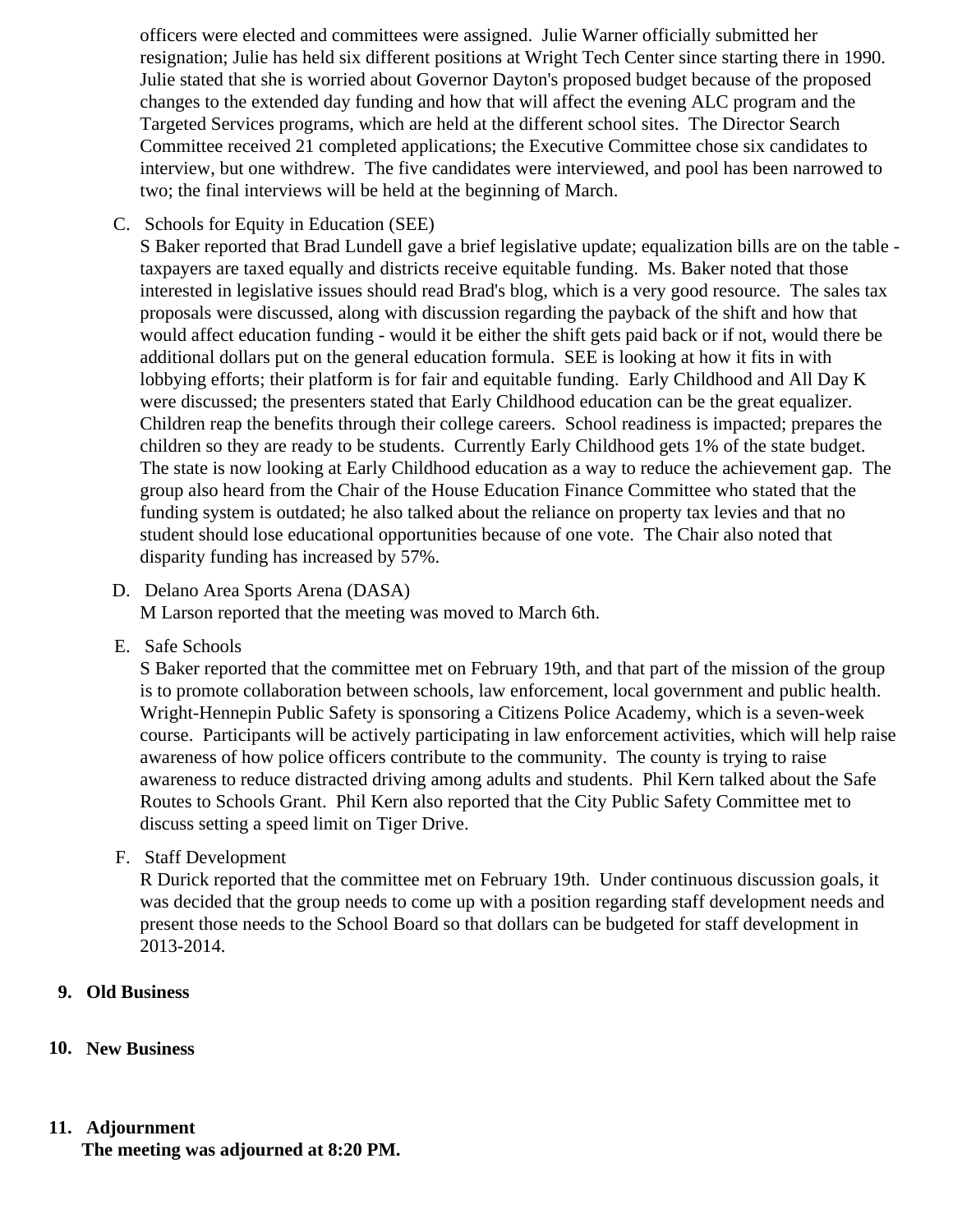officers were elected and committees were assigned. Julie Warner officially submitted her resignation; Julie has held six different positions at Wright Tech Center since starting there in 1990. Julie stated that she is worried about Governor Dayton's proposed budget because of the proposed changes to the extended day funding and how that will affect the evening ALC program and the Targeted Services programs, which are held at the different school sites. The Director Search Committee received 21 completed applications; the Executive Committee chose six candidates to interview, but one withdrew. The five candidates were interviewed, and pool has been narrowed to two; the final interviews will be held at the beginning of March.

C. Schools for Equity in Education (SEE)
S Baker reported that Brad Lundell gave a brief legislative update; equalization bills are on the table - taxpayers are taxed equally and districts receive equitable funding. Ms. Baker noted that those interested in legislative issues should read Brad's blog, which is a very good resource. The sales tax proposals were discussed, along with discussion regarding the payback of the shift and how that would affect education funding - would it be either the shift gets paid back or if not, would there be additional dollars put on the general education formula. SEE is looking at how it fits in with lobbying efforts; their platform is for fair and equitable funding. Early Childhood and All Day K were discussed; the presenters stated that Early Childhood education can be the great equalizer. Children reap the benefits through their college careers. School readiness is impacted; prepares the children so they are ready to be students. Currently Early Childhood gets 1% of the state budget. The state is now looking at Early Childhood education as a way to reduce the achievement gap. The group also heard from the Chair of the House Education Finance Committee who stated that the funding system is outdated; he also talked about the reliance on property tax levies and that no student should lose educational opportunities because of one vote. The Chair also noted that disparity funding has increased by 57%.

D. Delano Area Sports Arena (DASA)
M Larson reported that the meeting was moved to March 6th.

E. Safe Schools
S Baker reported that the committee met on February 19th, and that part of the mission of the group is to promote collaboration between schools, law enforcement, local government and public health. Wright-Hennepin Public Safety is sponsoring a Citizens Police Academy, which is a seven-week course. Participants will be actively participating in law enforcement activities, which will help raise awareness of how police officers contribute to the community. The county is trying to raise awareness to reduce distracted driving among adults and students. Phil Kern talked about the Safe Routes to Schools Grant. Phil Kern also reported that the City Public Safety Committee met to discuss setting a speed limit on Tiger Drive.

F. Staff Development
R Durick reported that the committee met on February 19th. Under continuous discussion goals, it was decided that the group needs to come up with a position regarding staff development needs and present those needs to the School Board so that dollars can be budgeted for staff development in 2013-2014.

**9. Old Business**

**10. New Business**

**11. Adjournment**

**The meeting was adjourned at 8:20 PM.**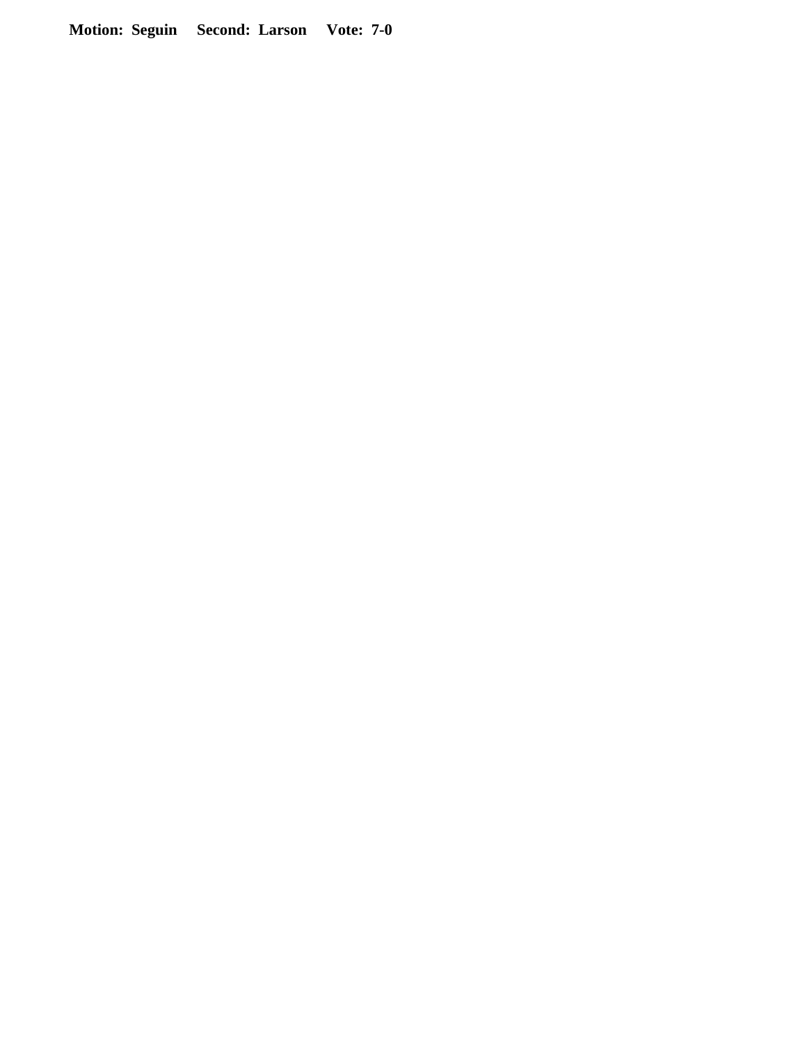**Motion: Seguin Second: Larson Vote: 7-0**